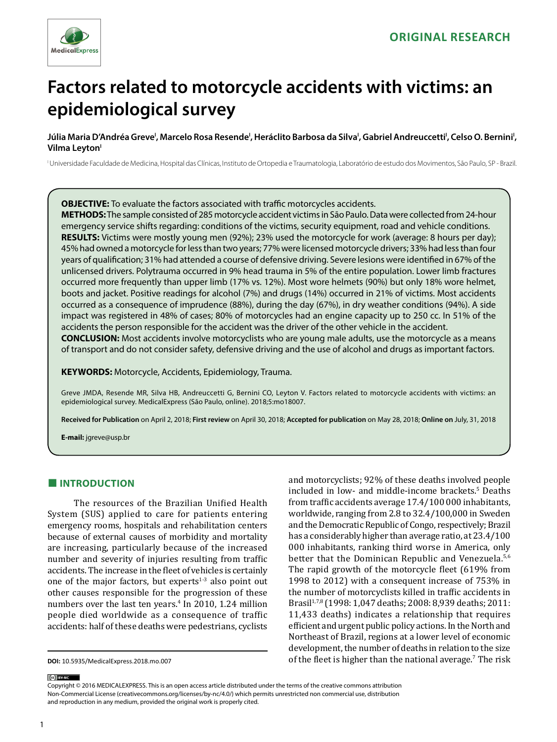ORIGINAL RESEARCH

# Factors related to motorcycle accidents with victims: an epidemiological survey

**Júlia Maria D'Andréa Greve[I], Marcelo Rosa Resende[I], Heráclito Barbosa da Silva[I], Gabriel Andreuccetti[I], Celso O. Bernini[I], Vilma Leyton[I]**

[I] Universidade Faculdade de Medicina, Hospital das Clínicas, Instituto de Ortopedia e Traumatologia, Laboratório de estudo dos Movimentos, São Paulo, SP - Brazil.

**OBJECTIVE:** To evaluate the factors associated with traffic motorcycles accidents.

**METHODS:** The sample consisted of 285 motorcycle accident victims in São Paulo. Data were collected from 24-hour emergency service shifts regarding: conditions of the victims, security equipment, road and vehicle conditions.

**RESULTS:** Victims were mostly young men (92%); 23% used the motorcycle for work (average: 8 hours per day); 45% had owned a motorcycle for less than two years; 77% were licensed motorcycle drivers; 33% had less than four years of qualification; 31% had attended a course of defensive driving. Severe lesions were identified in 67% of the unlicensed drivers. Polytrauma occurred in 9% head trauma in 5% of the entire population. Lower limb fractures occurred more frequently than upper limb (17% vs. 12%). Most wore helmets (90%) but only 18% wore helmet, boots and jacket. Positive readings for alcohol (7%) and drugs (14%) occurred in 21% of victims. Most accidents occurred as a consequence of imprudence (88%), during the day (67%), in dry weather conditions (94%). A side impact was registered in 48% of cases; 80% of motorcycles had an engine capacity up to 250 cc. In 51% of the accidents the person responsible for the accident was the driver of the other vehicle in the accident.

**CONCLUSION:** Most accidents involve motorcyclists who are young male adults, use the motorcycle as a means of transport and do not consider safety, defensive driving and the use of alcohol and drugs as important factors.

**KEYWORDS:** Motorcycle, Accidents, Epidemiology, Trauma.

Greve JMDA, Resende MR, Silva HB, Andreuccetti G, Bernini CO, Leyton V. Factors related to motorcycle accidents with victims: an epidemiological survey. MedicalExpress (São Paulo, online). 2018;5:mo18007.

**Received for Publication** on April 2, 2018; **First review** on April 30, 2018; **Accepted for publication** on May 28, 2018; **Online on** July, 31, 2018

**E-mail:** jgreve@usp.br

## INTRODUCTION

The resources of the Brazilian Unified Health System (SUS) applied to care for patients entering emergency rooms, hospitals and rehabilitation centers because of external causes of morbidity and mortality are increasing, particularly because of the increased number and severity of injuries resulting from traffic accidents. The increase in the fleet of vehicles is certainly one of the major factors, but experts[1-3] also point out other causes responsible for the progression of these numbers over the last ten years.[4] In 2010, 1.24 million people died worldwide as a consequence of traffic accidents: half of these deaths were pedestrians, cyclists and motorcyclists; 92% of these deaths involved people included in low- and middle-income brackets.[5] Deaths from traffic accidents average 17.4/100 000 inhabitants, worldwide, ranging from 2.8 to 32.4/100,000 in Sweden and the Democratic Republic of Congo, respectively; Brazil has a considerably higher than average ratio, at 23.4/100 000 inhabitants, ranking third worse in America, only better that the Dominican Republic and Venezuela.[5,6] The rapid growth of the motorcycle fleet (619% from 1998 to 2012) with a consequent increase of 753% in the number of motorcyclists killed in traffic accidents in Brasil[1,7,8] (1998: 1,047 deaths; 2008: 8,939 deaths; 2011: 11,433 deaths) indicates a relationship that requires efficient and urgent public policy actions. In the North and Northeast of Brazil, regions at a lower level of economic development, the number of deaths in relation to the size of the fleet is higher than the national average.[7] The risk

**DOI:** 10.5935/MedicalExpress.2018.mo.007

Copyright © 2016 MEDICALEXPRESS. This is an open access article distributed under the terms of the creative commons attribution Non-Commercial License (creativecommons.org/licenses/by-nc/4.0/) which permits unrestricted non commercial use, distribution and reproduction in any medium, provided the original work is properly cited.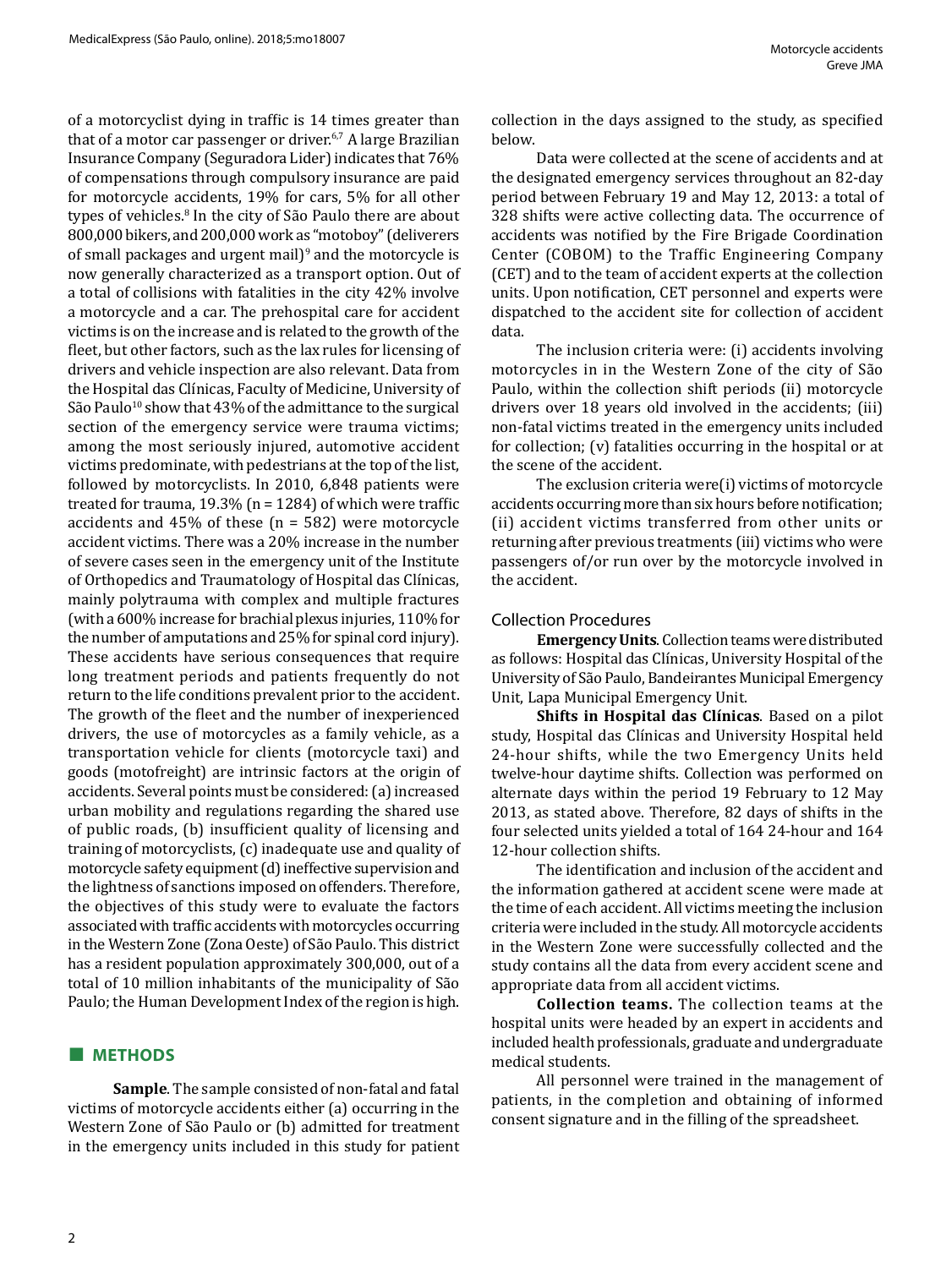of a motorcyclist dying in traffic is 14 times greater than that of a motor car passenger or driver.[6,7] A large Brazilian Insurance Company (Seguradora Lider) indicates that 76% of compensations through compulsory insurance are paid for motorcycle accidents, 19% for cars, 5% for all other types of vehicles.[8] In the city of São Paulo there are about 800,000 bikers, and 200,000 work as "motoboy" (deliverers of small packages and urgent mail)[9] and the motorcycle is now generally characterized as a transport option. Out of a total of collisions with fatalities in the city 42% involve a motorcycle and a car. The prehospital care for accident victims is on the increase and is related to the growth of the fleet, but other factors, such as the lax rules for licensing of drivers and vehicle inspection are also relevant. Data from the Hospital das Clínicas, Faculty of Medicine, University of São Paulo[10] show that 43% of the admittance to the surgical section of the emergency service were trauma victims; among the most seriously injured, automotive accident victims predominate, with pedestrians at the top of the list, followed by motorcyclists. In 2010, 6,848 patients were treated for trauma, 19.3% (n = 1284) of which were traffic accidents and 45% of these (n = 582) were motorcycle accident victims. There was a 20% increase in the number of severe cases seen in the emergency unit of the Institute of Orthopedics and Traumatology of Hospital das Clínicas, mainly polytrauma with complex and multiple fractures (with a 600% increase for brachial plexus injuries, 110% for the number of amputations and 25% for spinal cord injury). These accidents have serious consequences that require long treatment periods and patients frequently do not return to the life conditions prevalent prior to the accident. The growth of the fleet and the number of inexperienced drivers, the use of motorcycles as a family vehicle, as a transportation vehicle for clients (motorcycle taxi) and goods (motofreight) are intrinsic factors at the origin of accidents. Several points must be considered: (a) increased urban mobility and regulations regarding the shared use of public roads, (b) insufficient quality of licensing and training of motorcyclists, (c) inadequate use and quality of motorcycle safety equipment (d) ineffective supervision and the lightness of sanctions imposed on offenders. Therefore, the objectives of this study were to evaluate the factors associated with traffic accidents with motorcycles occurring in the Western Zone (Zona Oeste) of São Paulo. This district has a resident population approximately 300,000, out of a total of 10 million inhabitants of the municipality of São Paulo; the Human Development Index of the region is high.

## METHODS

**Sample**. The sample consisted of non-fatal and fatal victims of motorcycle accidents either (a) occurring in the Western Zone of São Paulo or (b) admitted for treatment in the emergency units included in this study for patient collection in the days assigned to the study, as specified below.

Data were collected at the scene of accidents and at the designated emergency services throughout an 82-day period between February 19 and May 12, 2013: a total of 328 shifts were active collecting data. The occurrence of accidents was notified by the Fire Brigade Coordination Center (COBOM) to the Traffic Engineering Company (CET) and to the team of accident experts at the collection units. Upon notification, CET personnel and experts were dispatched to the accident site for collection of accident data.

The inclusion criteria were: (i) accidents involving motorcycles in in the Western Zone of the city of São Paulo, within the collection shift periods (ii) motorcycle drivers over 18 years old involved in the accidents; (iii) non-fatal victims treated in the emergency units included for collection; (v) fatalities occurring in the hospital or at the scene of the accident.

The exclusion criteria were(i) victims of motorcycle accidents occurring more than six hours before notification; (ii) accident victims transferred from other units or returning after previous treatments (iii) victims who were passengers of/or run over by the motorcycle involved in the accident.

### Collection Procedures

**Emergency Units**. Collection teams were distributed as follows: Hospital das Clínicas, University Hospital of the University of São Paulo, Bandeirantes Municipal Emergency Unit, Lapa Municipal Emergency Unit.

**Shifts in Hospital das Clínicas**. Based on a pilot study, Hospital das Clínicas and University Hospital held 24-hour shifts, while the two Emergency Units held twelve-hour daytime shifts. Collection was performed on alternate days within the period 19 February to 12 May 2013, as stated above. Therefore, 82 days of shifts in the four selected units yielded a total of 164 24-hour and 164 12-hour collection shifts.

The identification and inclusion of the accident and the information gathered at accident scene were made at the time of each accident. All victims meeting the inclusion criteria were included in the study. All motorcycle accidents in the Western Zone were successfully collected and the study contains all the data from every accident scene and appropriate data from all accident victims.

**Collection teams.** The collection teams at the hospital units were headed by an expert in accidents and included health professionals, graduate and undergraduate medical students.

All personnel were trained in the management of patients, in the completion and obtaining of informed consent signature and in the filling of the spreadsheet.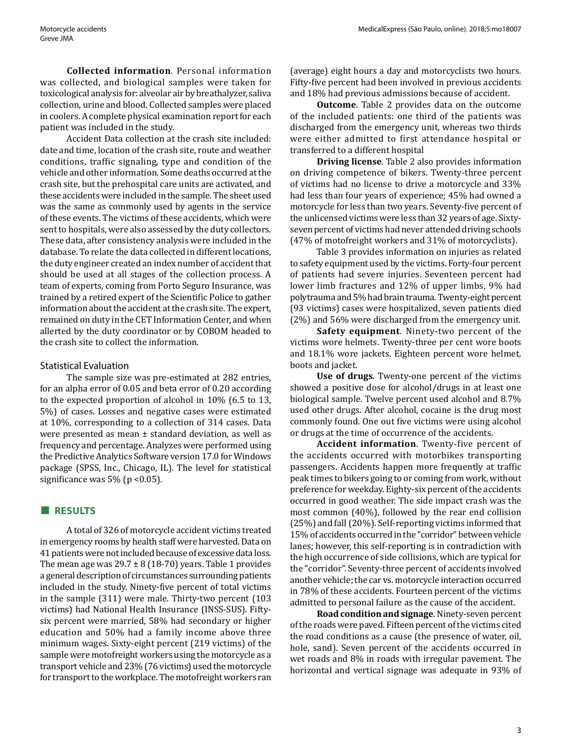**Collected information**. Personal information was collected, and biological samples were taken for toxicological analysis for: alveolar air by breathalyzer, saliva collection, urine and blood. Collected samples were placed in coolers. A complete physical examination report for each patient was included in the study.

Accident Data collection at the crash site included: date and time, location of the crash site, route and weather conditions, traffic signaling, type and condition of the vehicle and other information. Some deaths occurred at the crash site, but the prehospital care units are activated, and these accidents were included in the sample. The sheet used was the same as commonly used by agents in the service of these events. The victims of these accidents, which were sent to hospitals, were also assessed by the duty collectors. These data, after consistency analysis were included in the database. To relate the data collected in different locations, the duty engineer created an index number of accident that should be used at all stages of the collection process. A team of experts, coming from Porto Seguro Insurance, was trained by a retired expert of the Scientific Police to gather information about the accident at the crash site. The expert, remained on duty in the CET Information Center, and when allerted by the duty coordinator or by COBOM headed to the crash site to collect the information.

### Statistical Evaluation

The sample size was pre-estimated at 282 entries, for an alpha error of 0.05 and beta error of 0.20 according to the expected proportion of alcohol in 10% (6.5 to 13, 5%) of cases. Losses and negative cases were estimated at 10%, corresponding to a collection of 314 cases. Data were presented as mean ± standard deviation, as well as frequency and percentage. Analyzes were performed using the Predictive Analytics Software version 17.0 for Windows package (SPSS, Inc., Chicago, IL). The level for statistical significance was 5% ($p < 0.05$).

## RESULTS

A total of 326 of motorcycle accident victims treated in emergency rooms by health staff were harvested. Data on 41 patients were not included because of excessive data loss. The mean age was 29.7 ± 8 (18-70) years. Table 1 provides a general description of circumstances surrounding patients included in the study. Ninety-five percent of total victims in the sample (311) were male. Thirty-two percent (103 victims) had National Health Insurance (INSS-SUS). Fifty-six percent were married, 58% had secondary or higher education and 50% had a family income above three minimum wages. Sixty-eight percent (219 victims) of the sample were motofreight workers using the motorcycle as a transport vehicle and 23% (76 victims) used the motorcycle for transport to the workplace. The motofreight workers ran (average) eight hours a day and motorcyclists two hours. Fifty-five percent had been involved in previous accidents and 18% had previous admissions because of accident.

**Outcome**. Table 2 provides data on the outcome of the included patients: one third of the patients was discharged from the emergency unit, whereas two thirds were either admitted to first attendance hospital or transferred to a different hospital

**Driving license**. Table 2 also provides information on driving competence of bikers. Twenty-three percent of victims had no license to drive a motorcycle and 33% had less than four years of experience; 45% had owned a motorcycle for less than two years. Seventy-five percent of the unlicensed victims were less than 32 years of age. Sixty-seven percent of victims had never attended driving schools (47% of motofreight workers and 31% of motorcyclists).

Table 3 provides information on injuries as related to safety equipment used by the victims. Forty-four percent of patients had severe injuries. Seventeen percent had lower limb fractures and 12% of upper limbs, 9% had polytrauma and 5% had brain trauma. Twenty-eight percent (93 victims) cases were hospitalized, seven patients died (2%) and 56% were discharged from the emergency unit.

**Safety equipment**. Ninety-two percent of the victims wore helmets. Twenty-three per cent wore boots and 18.1% wore jackets. Eighteen percent wore helmet, boots and jacket.

**Use of drugs**. Twenty-one percent of the victims showed a positive dose for alcohol/drugs in at least one biological sample. Twelve percent used alcohol and 8.7% used other drugs. After alcohol, cocaine is the drug most commonly found. One out five victims were using alcohol or drugs at the time of occurrence of the accidents.

**Accident information**. Twenty-five percent of the accidents occurred with motorbikes transporting passengers. Accidents happen more frequently at traffic peak times to bikers going to or coming from work, without preference for weekday. Eighty-six percent of the accidents occurred in good weather. The side impact crash was the most common (40%), followed by the rear end collision (25%) and fall (20%). Self-reporting victims informed that 15% of accidents occurred in the "corridor" between vehicle lanes; however, this self-reporting is in contradiction with the high occurrence of side collisions, which are typical for the "corridor". Seventy-three percent of accidents involved another vehicle; the car vs. motorcycle interaction occurred in 78% of these accidents. Fourteen percent of the victims admitted to personal failure as the cause of the accident.

**Road condition and signage**. Ninety-seven percent of the roads were paved. Fifteen percent of the victims cited the road conditions as a cause (the presence of water, oil, hole, sand). Seven percent of the accidents occurred in wet roads and 8% in roads with irregular pavement. The horizontal and vertical signage was adequate in 93% of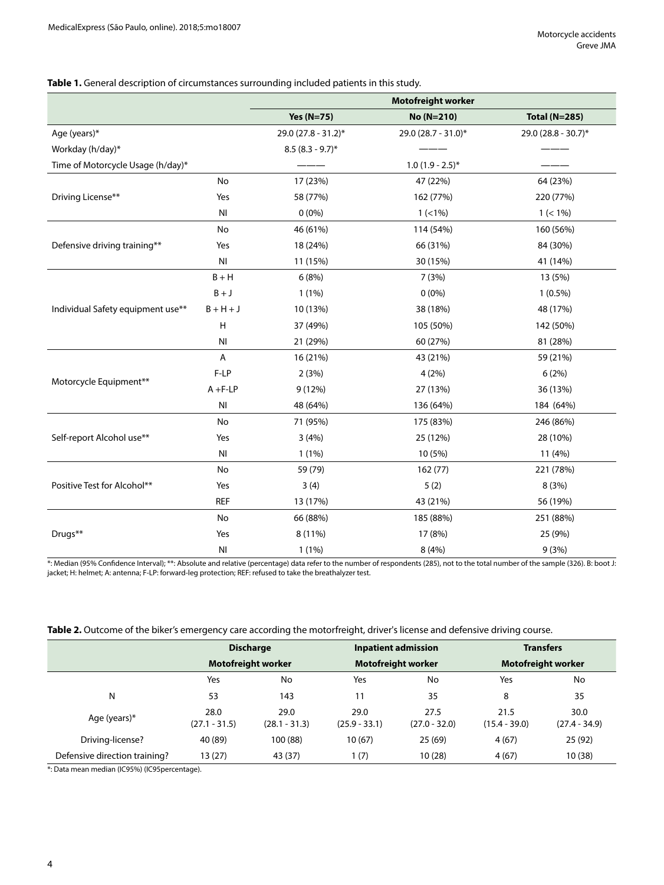**Table 1.** General description of circumstances surrounding included patients in this study.

| | | Motofreight worker | | |
|---|---|---|---|---|
| | | **Yes (N=75)** | **No (N=210)** | **Total (N=285)** |
| Age (years)* | | 29.0 (27.8 - 31.2)* | 29.0 (28.7 - 31.0)* | 29.0 (28.8 - 30.7)* |
| Workday (h/day)* | | 8.5 (8.3 - 9.7)* | ——— | ——— |
| Time of Motorcycle Usage (h/day)* | | ——— | 1.0 (1.9 - 2.5)* | ——— |
| Driving License** | No | 17 (23%) | 47 (22%) | 64 (23%) |
| | Yes | 58 (77%) | 162 (77%) | 220 (77%) |
| | NI | 0 (0%) | 1 (<1%) | 1 (< 1%) |
| Defensive driving training** | No | 46 (61%) | 114 (54%) | 160 (56%) |
| | Yes | 18 (24%) | 66 (31%) | 84 (30%) |
| | NI | 11 (15%) | 30 (15%) | 41 (14%) |
| Individual Safety equipment use** | B + H | 6 (8%) | 7 (3%) | 13 (5%) |
| | B + J | 1 (1%) | 0 (0%) | 1 (0.5%) |
| | B + H + J | 10 (13%) | 38 (18%) | 48 (17%) |
| | H | 37 (49%) | 105 (50%) | 142 (50%) |
| | NI | 21 (29%) | 60 (27%) | 81 (28%) |
| Motorcycle Equipment** | A | 16 (21%) | 43 (21%) | 59 (21%) |
| | F-LP | 2 (3%) | 4 (2%) | 6 (2%) |
| | A +F-LP | 9 (12%) | 27 (13%) | 36 (13%) |
| | NI | 48 (64%) | 136 (64%) | 184 (64%) |
| Self-report Alcohol use** | No | 71 (95%) | 175 (83%) | 246 (86%) |
| | Yes | 3 (4%) | 25 (12%) | 28 (10%) |
| | NI | 1 (1%) | 10 (5%) | 11 (4%) |
| Positive Test for Alcohol** | No | 59 (79) | 162 (77) | 221 (78%) |
| | Yes | 3 (4) | 5 (2) | 8 (3%) |
| | REF | 13 (17%) | 43 (21%) | 56 (19%) |
| Drugs** | No | 66 (88%) | 185 (88%) | 251 (88%) |
| | Yes | 8 (11%) | 17 (8%) | 25 (9%) |
| | NI | 1 (1%) | 8 (4%) | 9 (3%) |

*: Median (95% Confidence Interval); **: Absolute and relative (percentage) data refer to the number of respondents (285), not to the total number of the sample (326). B: boot J: jacket; H: helmet; A: antenna; F-LP: forward-leg protection; REF: refused to take the breathalyzer test.

**Table 2.** Outcome of the biker's emergency care according the motorfreight, driver's license and defensive driving course.

| | Discharge | | Inpatient admission | | Transfers | |
|---|---|---|---|---|---|---|
| | Motofreight worker | | Motofreight worker | | Motofreight worker | |
| | Yes | No | Yes | No | Yes | No |
| N | 53 | 143 | 11 | 35 | 8 | 35 |
| Age (years)* | 28.0 (27.1 - 31.5) | 29.0 (28.1 - 31.3) | 29.0 (25.9 - 33.1) | 27.5 (27.0 - 32.0) | 21.5 (15.4 - 39.0) | 30.0 (27.4 - 34.9) |
| Driving-license? | 40 (89) | 100 (88) | 10 (67) | 25 (69) | 4 (67) | 25 (92) |
| Defensive direction training? | 13 (27) | 43 (37) | 1 (7) | 10 (28) | 4 (67) | 10 (38) |

*: Data mean median (IC95%) (IC95percentage).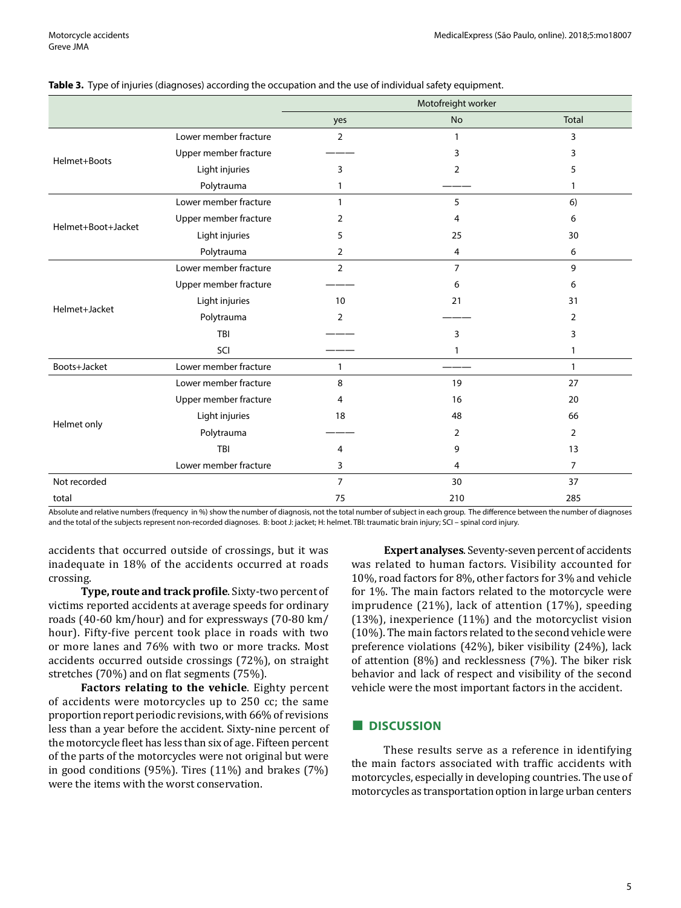**Table 3.** Type of injuries (diagnoses) according the occupation and the use of individual safety equipment.

| | | Motofreight worker | | |
|---|---|---|---|---|
| | | yes | No | Total |
| Helmet+Boots | Lower member fracture | 2 | 1 | 3 |
| | Upper member fracture | ——— | 3 | 3 |
| | Light injuries | 3 | 2 | 5 |
| | Polytrauma | 1 | ——— | 1 |
| Helmet+Boot+Jacket | Lower member fracture | 1 | 5 | 6) |
| | Upper member fracture | 2 | 4 | 6 |
| | Light injuries | 5 | 25 | 30 |
| | Polytrauma | 2 | 4 | 6 |
| Helmet+Jacket | Lower member fracture | 2 | 7 | 9 |
| | Upper member fracture | ——— | 6 | 6 |
| | Light injuries | 10 | 21 | 31 |
| | Polytrauma | 2 | ——— | 2 |
| | TBI | ——— | 3 | 3 |
| | SCI | ——— | 1 | 1 |
| Boots+Jacket | Lower member fracture | 1 | ——— | 1 |
| Helmet only | Lower member fracture | 8 | 19 | 27 |
| | Upper member fracture | 4 | 16 | 20 |
| | Light injuries | 18 | 48 | 66 |
| | Polytrauma | ——— | 2 | 2 |
| | TBI | 4 | 9 | 13 |
| | Lower member fracture | 3 | 4 | 7 |
| Not recorded | | 7 | 30 | 37 |
| total | | 75 | 210 | 285 |

Absolute and relative numbers (frequency in %) show the number of diagnosis, not the total number of subject in each group. The difference between the number of diagnoses and the total of the subjects represent non-recorded diagnoses. B: boot J: jacket; H: helmet. TBI: traumatic brain injury; SCI – spinal cord injury.

accidents that occurred outside of crossings, but it was inadequate in 18% of the accidents occurred at roads crossing.

**Type, route and track profile**. Sixty-two percent of victims reported accidents at average speeds for ordinary roads (40-60 km/hour) and for expressways (70-80 km/hour). Fifty-five percent took place in roads with two or more lanes and 76% with two or more tracks. Most accidents occurred outside crossings (72%), on straight stretches (70%) and on flat segments (75%).

**Factors relating to the vehicle**. Eighty percent of accidents were motorcycles up to 250 cc; the same proportion report periodic revisions, with 66% of revisions less than a year before the accident. Sixty-nine percent of the motorcycle fleet has less than six of age. Fifteen percent of the parts of the motorcycles were not original but were in good conditions (95%). Tires (11%) and brakes (7%) were the items with the worst conservation.

**Expert analyses**. Seventy-seven percent of accidents was related to human factors. Visibility accounted for 10%, road factors for 8%, other factors for 3% and vehicle for 1%. The main factors related to the motorcycle were imprudence (21%), lack of attention (17%), speeding (13%), inexperience (11%) and the motorcyclist vision (10%). The main factors related to the second vehicle were preference violations (42%), biker visibility (24%), lack of attention (8%) and recklessness (7%). The biker risk behavior and lack of respect and visibility of the second vehicle were the most important factors in the accident.

## DISCUSSION

These results serve as a reference in identifying the main factors associated with traffic accidents with motorcycles, especially in developing countries. The use of motorcycles as transportation option in large urban centers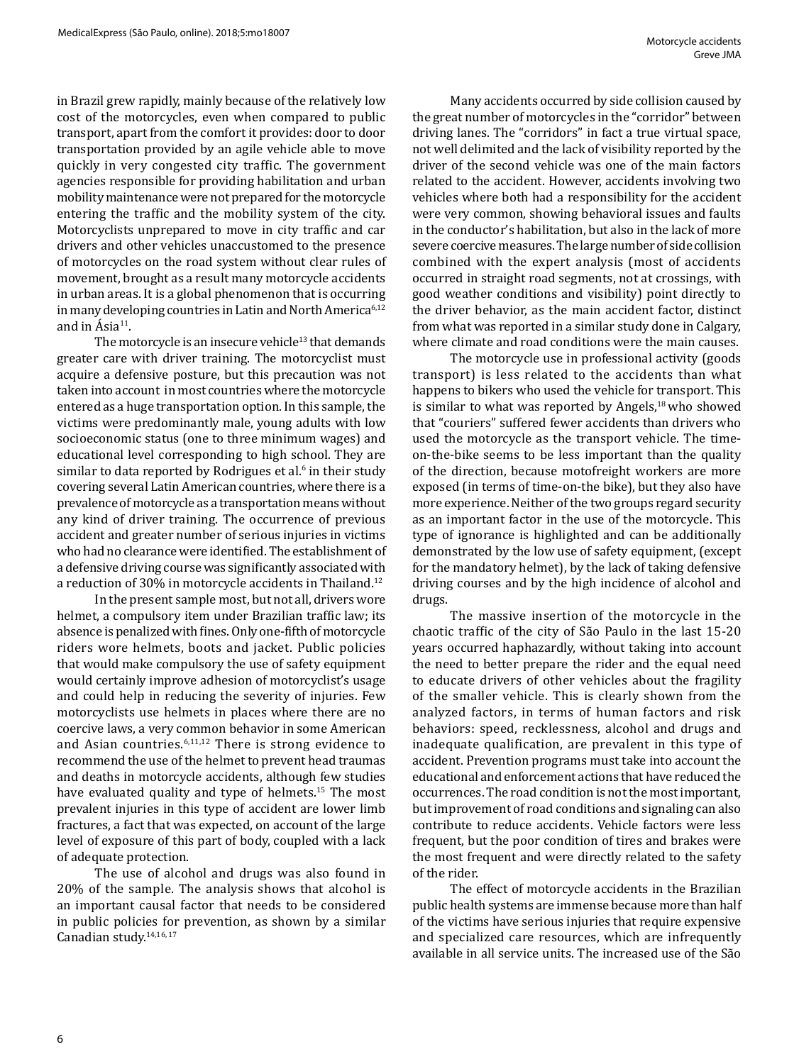in Brazil grew rapidly, mainly because of the relatively low cost of the motorcycles, even when compared to public transport, apart from the comfort it provides: door to door transportation provided by an agile vehicle able to move quickly in very congested city traffic. The government agencies responsible for providing habilitation and urban mobility maintenance were not prepared for the motorcycle entering the traffic and the mobility system of the city. Motorcyclists unprepared to move in city traffic and car drivers and other vehicles unaccustomed to the presence of motorcycles on the road system without clear rules of movement, brought as a result many motorcycle accidents in urban areas. It is a global phenomenon that is occurring in many developing countries in Latin and North America[6,12] and in Ásia[11].

The motorcycle is an insecure vehicle[13] that demands greater care with driver training. The motorcyclist must acquire a defensive posture, but this precaution was not taken into account in most countries where the motorcycle entered as a huge transportation option. In this sample, the victims were predominantly male, young adults with low socioeconomic status (one to three minimum wages) and educational level corresponding to high school. They are similar to data reported by Rodrigues et al.[6] in their study covering several Latin American countries, where there is a prevalence of motorcycle as a transportation means without any kind of driver training. The occurrence of previous accident and greater number of serious injuries in victims who had no clearance were identified. The establishment of a defensive driving course was significantly associated with a reduction of 30% in motorcycle accidents in Thailand.[12]

In the present sample most, but not all, drivers wore helmet, a compulsory item under Brazilian traffic law; its absence is penalized with fines. Only one-fifth of motorcycle riders wore helmets, boots and jacket. Public policies that would make compulsory the use of safety equipment would certainly improve adhesion of motorcyclist's usage and could help in reducing the severity of injuries. Few motorcyclists use helmets in places where there are no coercive laws, a very common behavior in some American and Asian countries.[6,11,12] There is strong evidence to recommend the use of the helmet to prevent head traumas and deaths in motorcycle accidents, although few studies have evaluated quality and type of helmets.[15] The most prevalent injuries in this type of accident are lower limb fractures, a fact that was expected, on account of the large level of exposure of this part of body, coupled with a lack of adequate protection.

The use of alcohol and drugs was also found in 20% of the sample. The analysis shows that alcohol is an important causal factor that needs to be considered in public policies for prevention, as shown by a similar Canadian study.[14,16,17]

Many accidents occurred by side collision caused by the great number of motorcycles in the "corridor" between driving lanes. The "corridors" in fact a true virtual space, not well delimited and the lack of visibility reported by the driver of the second vehicle was one of the main factors related to the accident. However, accidents involving two vehicles where both had a responsibility for the accident were very common, showing behavioral issues and faults in the conductor's habilitation, but also in the lack of more severe coercive measures. The large number of side collision combined with the expert analysis (most of accidents occurred in straight road segments, not at crossings, with good weather conditions and visibility) point directly to the driver behavior, as the main accident factor, distinct from what was reported in a similar study done in Calgary, where climate and road conditions were the main causes.

The motorcycle use in professional activity (goods transport) is less related to the accidents than what happens to bikers who used the vehicle for transport. This is similar to what was reported by Angels,[18] who showed that "couriers" suffered fewer accidents than drivers who used the motorcycle as the transport vehicle. The time-on-the-bike seems to be less important than the quality of the direction, because motofreight workers are more exposed (in terms of time-on-the bike), but they also have more experience. Neither of the two groups regard security as an important factor in the use of the motorcycle. This type of ignorance is highlighted and can be additionally demonstrated by the low use of safety equipment, (except for the mandatory helmet), by the lack of taking defensive driving courses and by the high incidence of alcohol and drugs.

The massive insertion of the motorcycle in the chaotic traffic of the city of São Paulo in the last 15-20 years occurred haphazardly, without taking into account the need to better prepare the rider and the equal need to educate drivers of other vehicles about the fragility of the smaller vehicle. This is clearly shown from the analyzed factors, in terms of human factors and risk behaviors: speed, recklessness, alcohol and drugs and inadequate qualification, are prevalent in this type of accident. Prevention programs must take into account the educational and enforcement actions that have reduced the occurrences. The road condition is not the most important, but improvement of road conditions and signaling can also contribute to reduce accidents. Vehicle factors were less frequent, but the poor condition of tires and brakes were the most frequent and were directly related to the safety of the rider.

The effect of motorcycle accidents in the Brazilian public health systems are immense because more than half of the victims have serious injuries that require expensive and specialized care resources, which are infrequently available in all service units. The increased use of the São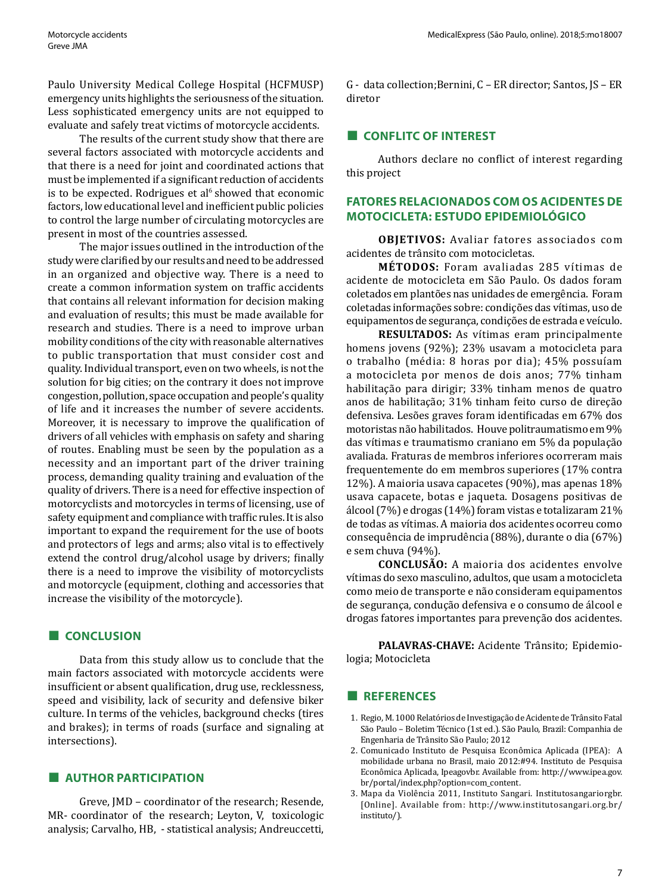Paulo University Medical College Hospital (HCFMUSP) emergency units highlights the seriousness of the situation. Less sophisticated emergency units are not equipped to evaluate and safely treat victims of motorcycle accidents.

The results of the current study show that there are several factors associated with motorcycle accidents and that there is a need for joint and coordinated actions that must be implemented if a significant reduction of accidents is to be expected. Rodrigues et al[6] showed that economic factors, low educational level and inefficient public policies to control the large number of circulating motorcycles are present in most of the countries assessed.

The major issues outlined in the introduction of the study were clarified by our results and need to be addressed in an organized and objective way. There is a need to create a common information system on traffic accidents that contains all relevant information for decision making and evaluation of results; this must be made available for research and studies. There is a need to improve urban mobility conditions of the city with reasonable alternatives to public transportation that must consider cost and quality. Individual transport, even on two wheels, is not the solution for big cities; on the contrary it does not improve congestion, pollution, space occupation and people's quality of life and it increases the number of severe accidents. Moreover, it is necessary to improve the qualification of drivers of all vehicles with emphasis on safety and sharing of routes. Enabling must be seen by the population as a necessity and an important part of the driver training process, demanding quality training and evaluation of the quality of drivers. There is a need for effective inspection of motorcyclists and motorcycles in terms of licensing, use of safety equipment and compliance with traffic rules. It is also important to expand the requirement for the use of boots and protectors of legs and arms; also vital is to effectively extend the control drug/alcohol usage by drivers; finally there is a need to improve the visibility of motorcyclists and motorcycle (equipment, clothing and accessories that increase the visibility of the motorcycle).

## CONCLUSION

Data from this study allow us to conclude that the main factors associated with motorcycle accidents were insufficient or absent qualification, drug use, recklessness, speed and visibility, lack of security and defensive biker culture. In terms of the vehicles, background checks (tires and brakes); in terms of roads (surface and signaling at intersections).

## AUTHOR PARTICIPATION

Greve, JMD – coordinator of the research; Resende, MR- coordinator of the research; Leyton, V, toxicologic analysis; Carvalho, HB, - statistical analysis; Andreuccetti, G - data collection;Bernini, C – ER director; Santos, JS – ER diretor

## CONFLITC OF INTEREST

Authors declare no conflict of interest regarding this project

## FATORES RELACIONADOS COM OS ACIDENTES DE MOTOCICLETA: ESTUDO EPIDEMIOLÓGICO

**OBJETIVOS:** Avaliar fatores associados com acidentes de trânsito com motocicletas.

**MÉTODOS:** Foram avaliadas 285 vítimas de acidente de motocicleta em São Paulo. Os dados foram coletados em plantões nas unidades de emergência. Foram coletadas informações sobre: condições das vítimas, uso de equipamentos de segurança, condições de estrada e veículo.

**RESULTADOS:** As vítimas eram principalmente homens jovens (92%); 23% usavam a motocicleta para o trabalho (média: 8 horas por dia); 45% possuíam a motocicleta por menos de dois anos; 77% tinham habilitação para dirigir; 33% tinham menos de quatro anos de habilitação; 31% tinham feito curso de direção defensiva. Lesões graves foram identificadas em 67% dos motoristas não habilitados. Houve politraumatismo em 9% das vítimas e traumatismo craniano em 5% da população avaliada. Fraturas de membros inferiores ocorreram mais frequentemente do em membros superiores (17% contra 12%). A maioria usava capacetes (90%), mas apenas 18% usava capacete, botas e jaqueta. Dosagens positivas de álcool (7%) e drogas (14%) foram vistas e totalizaram 21% de todas as vítimas. A maioria dos acidentes ocorreu como consequência de imprudência (88%), durante o dia (67%) e sem chuva (94%).

**CONCLUSÃO:** A maioria dos acidentes envolve vítimas do sexo masculino, adultos, que usam a motocicleta como meio de transporte e não consideram equipamentos de segurança, condução defensiva e o consumo de álcool e drogas fatores importantes para prevenção dos acidentes.

**PALAVRAS-CHAVE:** Acidente Trânsito; Epidemiologia; Motocicleta

## REFERENCES

1. Regio, M. 1000 Relatórios de Investigação de Acidente de Trânsito Fatal São Paulo – Boletim Técnico (1st ed.). São Paulo, Brazil: Companhia de Engenharia de Trânsito São Paulo; 2012
2. Comunicado Instituto de Pesquisa Econômica Aplicada (IPEA): A mobilidade urbana no Brasil, maio 2012:#94. Instituto de Pesquisa Econômica Aplicada, Ipeagovbr. Available from: http://www.ipea.gov.br/portal/index.php?option=com_content.
3. Mapa da Violência 2011, Instituto Sangari. Institutosangariorgbr. [Online]. Available from: http://www.institutosangari.org.br/instituto/).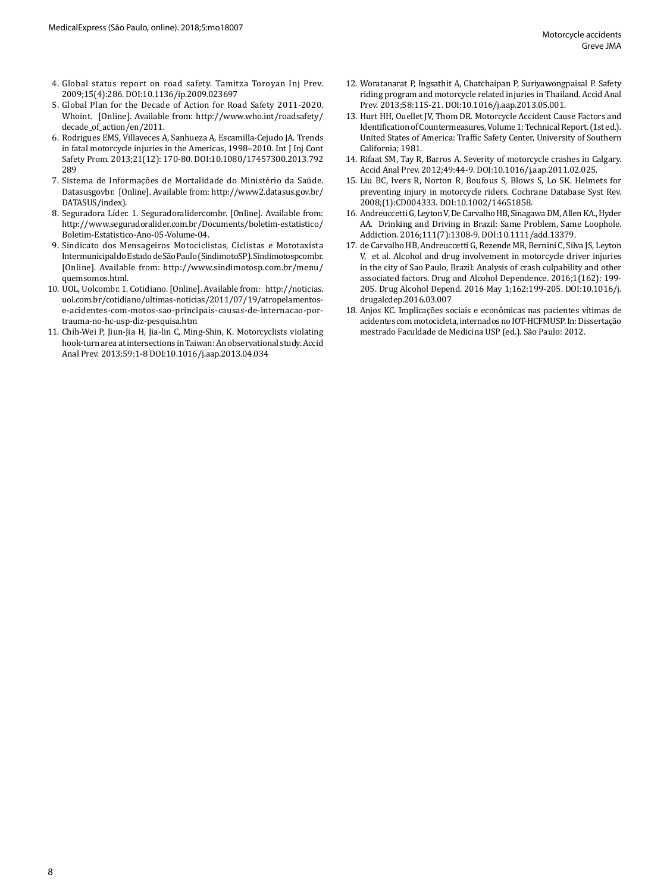4. Global status report on road safety. Tamitza Toroyan Inj Prev. 2009;15(4):286. DOI:10.1136/ip.2009.023697
5. Global Plan for the Decade of Action for Road Safety 2011-2020. Whoint. [Online]. Available from: http://www.who.int/roadsafety/decade_of_action/en/2011.
6. Rodrigues EMS, Villaveces A, Sanhueza A, Escamilla-Cejudo JA. Trends in fatal motorcycle injuries in the Americas, 1998–2010. Int J Inj Cont Safety Prom. 2013;21(12): 170-80. DOI:10.1080/17457300.2013.792289
7. Sistema de Informações de Mortalidade do Ministério da Saúde. Datasusgovbr. [Online]. Available from: http://www2.datasus.gov.br/DATASUS/index).
8. Seguradora Líder. 1. Seguradoralidercombr. [Online]. Available from: http://www.seguradoralider.com.br/Documents/boletim-estatistico/Boletim-Estatistico-Ano-05-Volume-04.
9. Sindicato dos Mensageiros Motociclistas, Ciclistas e Mototaxista Intermunicipal do Estado de São Paulo (SindimotoSP). Sindimotospcombr. [Online]. Available from: http://www.sindimotosp.com.br/menu/quemsomos.html.
10. UOL, Uolcombr. 1. Cotidiano. [Online]. Available from: http://noticias.uol.com.br/cotidiano/ultimas-noticias/2011/07/19/atropelamentos-e-acidentes-com-motos-sao-principais-causas-de-internacao-por-trauma-no-hc-usp-diz-pesquisa.htm
11. Chih-Wei P, Jiun-Jia H, Jia-lin C, Ming-Shin, K. Motorcyclists violating hook-turn area at intersections in Taiwan: An observational study. Accid Anal Prev. 2013;59:1-8 DOI:10.1016/j.aap.2013.04.034
12. Woratanarat P, Ingsathit A, Chatchaipan P, Suriyawongpaisal P. Safety riding program and motorcycle related injuries in Thailand. Accid Anal Prev. 2013;58:115-21. DOI:10.1016/j.aap.2013.05.001.
13. Hurt HH, Ouellet JV, Thom DR. Motorcycle Accident Cause Factors and Identification of Countermeasures, Volume 1: Technical Report. (1st ed.). United States of America: Traffic Safety Center, University of Southern California; 1981.
14. Rifaat SM, Tay R, Barros A. Severity of motorcycle crashes in Calgary. Accid Anal Prev. 2012;49:44-9. DOI:10.1016/j.aap.2011.02.025.
15. Liu BC, Ivers R, Norton R, Boufous S, Blows S, Lo SK. Helmets for preventing injury in motorcycle riders. Cochrane Database Syst Rev. 2008;(1):CD004333. DOI:10.1002/14651858.
16. Andreuccetti G, Leyton V, De Carvalho HB, Sinagawa DM, Allen KA., Hyder AA. Drinking and Driving in Brazil: Same Problem, Same Loophole. Addiction. 2016;111(7):1308-9. DOI:10.1111/add.13379.
17. de Carvalho HB, Andreuccetti G, Rezende MR, Bernini C, Silva JS, Leyton V, et al. Alcohol and drug involvement in motorcycle driver injuries in the city of Sao Paulo, Brazil: Analysis of crash culpability and other associated factors. Drug and Alcohol Dependence. 2016;1(162): 199-205. Drug Alcohol Depend. 2016 May 1;162:199-205. DOI:10.1016/j.drugalcdep.2016.03.007
18. Anjos KC. Implicações sociais e econômicas nas pacientes vítimas de acidentes com motocicleta, internados no IOT-HCFMUSP. In: Dissertação mestrado Faculdade de Medicina USP (ed.). São Paulo: 2012.